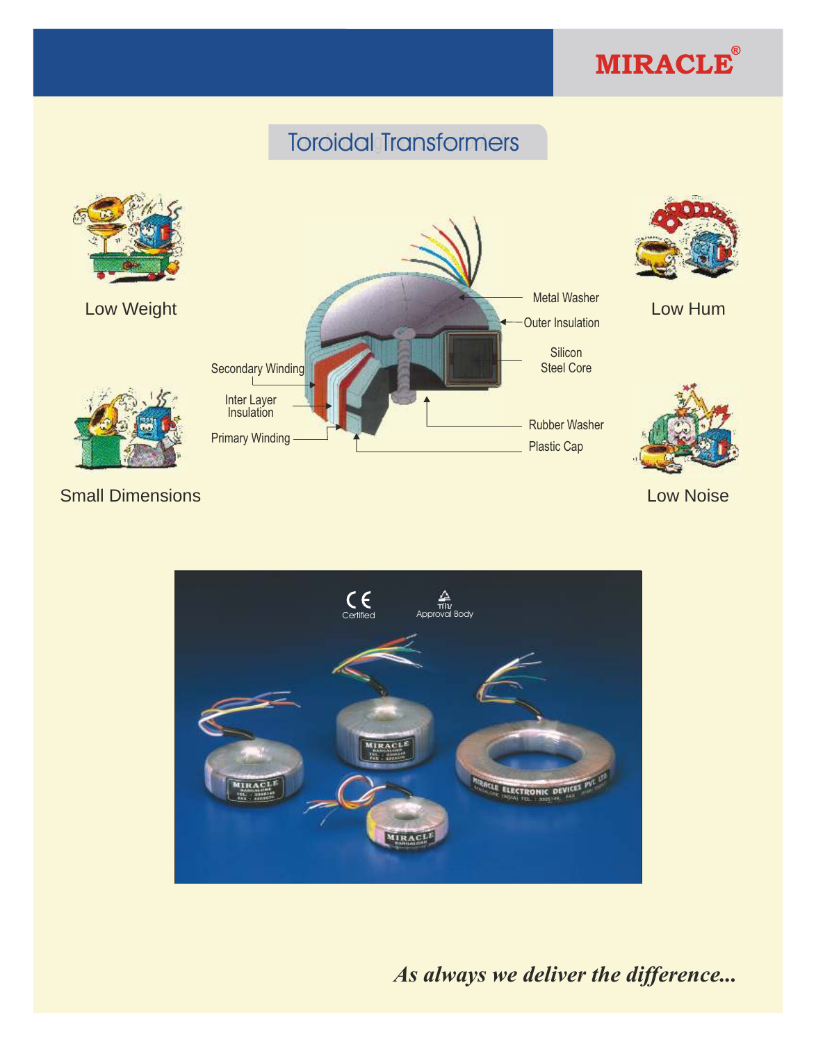MIRACLE®

# Toroidal Transformers

Low Weight

Low Hum

Small Dimensions

Low Noise

Metal Washer

Outer Insulation

Silicon Steel Core

Secondary Winding

Inter Layer Insulation

Primary Winding

Rubber Washer

Plastic Cap

CE Certified

TÜV Approval Body

*As always we deliver the difference...*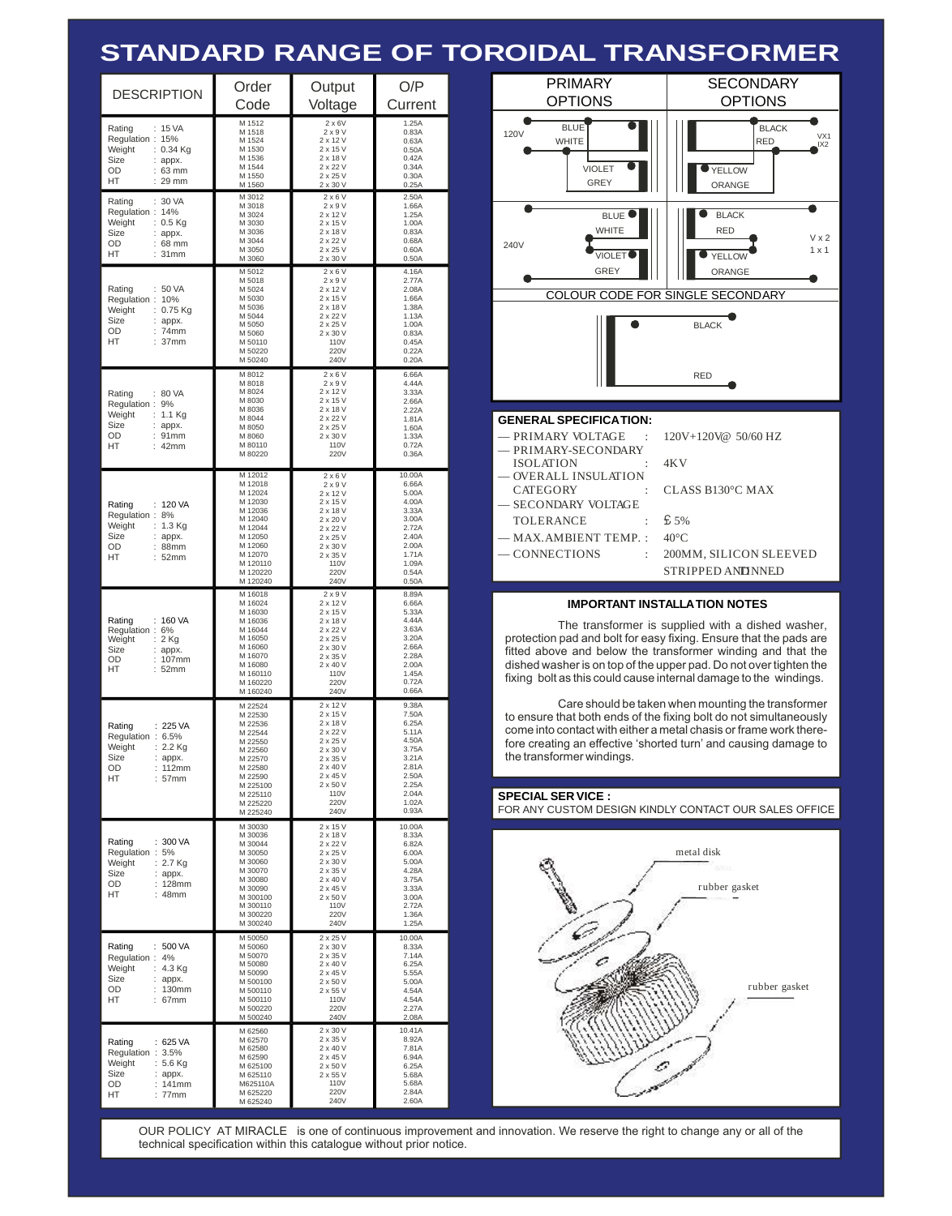# STANDARD RANGE OF TOROIDAL TRANSFORMER

| DESCRIPTION | Order Code | Output Voltage | O/P Current |
|---|---|---|---|
| Rating : 15 VA<br>Regulation : 15%<br>Weight : 0.34 Kg<br>Size : appx.<br>OD : 63 mm<br>HT : 29 mm | M 1512<br>M 1518<br>M 1524<br>M 1530<br>M 1536<br>M 1544<br>M 1550<br>M 1560 | 2 x 6V<br>2 x 9 V<br>2 x 12 V<br>2 x 15 V<br>2 x 18 V<br>2 x 22 V<br>2 x 25 V<br>2 x 30 V | 1.25A<br>0.83A<br>0.63A<br>0.50A<br>0.42A<br>0.34A<br>0.30A<br>0.25A |
| Rating : 30 VA<br>Regulation : 14%<br>Weight : 0.5 Kg<br>Size : appx.<br>OD : 68 mm<br>HT : 31mm | M 3012<br>M 3018<br>M 3024<br>M 3030<br>M 3036<br>M 3044<br>M 3050<br>M 3060 | 2 x 6 V<br>2 x 9 V<br>2 x 12 V<br>2 x 15 V<br>2 x 18 V<br>2 x 22 V<br>2 x 25 V<br>2 x 30 V | 2.50A<br>1.66A<br>1.25A<br>1.00A<br>0.83A<br>0.68A<br>0.60A<br>0.50A |
| Rating : 50 VA<br>Regulation : 10%<br>Weight : 0.75 Kg<br>Size : appx.<br>OD : 74mm<br>HT : 37mm | M 5012<br>M 5018<br>M 5024<br>M 5030<br>M 5036<br>M 5044<br>M 5050<br>M 5060<br>M 50110<br>M 50220<br>M 50240 | 2 x 6 V<br>2 x 9 V<br>2 x 12 V<br>2 x 15 V<br>2 x 18 V<br>2 x 22 V<br>2 x 25 V<br>2 x 30 V<br>110V<br>220V<br>240V | 4.16A<br>2.77A<br>2.08A<br>1.66A<br>1.38A<br>1.13A<br>1.00A<br>0.83A<br>0.45A<br>0.22A<br>0.20A |
| Rating : 80 VA<br>Regulation : 9%<br>Weight : 1.1 Kg<br>Size : appx.<br>OD : 91mm<br>HT : 42mm | M 8012<br>M 8018<br>M 8024<br>M 8030<br>M 8036<br>M 8044<br>M 8050<br>M 8060<br>M 80110<br>M 80220 | 2 x 6 V<br>2 x 9 V<br>2 x 12 V<br>2 x 15 V<br>2 x 18 V<br>2 x 22 V<br>2 x 25 V<br>2 x 30 V<br>110V<br>220V | 6.66A<br>4.44A<br>3.33A<br>2.66A<br>2.22A<br>1.81A<br>1.60A<br>1.33A<br>0.72A<br>0.36A |
| Rating : 120 VA<br>Regulation : 8%<br>Weight : 1.3 Kg<br>Size : appx.<br>OD : 88mm<br>HT : 52mm | M 12012<br>M 12018<br>M 12024<br>M 12030<br>M 12036<br>M 12040<br>M 12044<br>M 12050<br>M 12060<br>M 12070<br>M 120110<br>M 120220<br>M 120240 | 2 x 6 V<br>2 x 9 V<br>2 x 12 V<br>2 x 15 V<br>2 x 18 V<br>2 x 20 V<br>2 x 22 V<br>2 x 25 V<br>2 x 30 V<br>2 x 35 V<br>110V<br>220V<br>240V | 10.00A<br>6.66A<br>5.00A<br>4.00A<br>3.33A<br>3.00A<br>2.72A<br>2.40A<br>2.00A<br>1.71A<br>1.09A<br>0.54A<br>0.50A |
| Rating : 160 VA<br>Regulation : 6%<br>Weight : 2 Kg<br>Size : appx.<br>OD : 107mm<br>HT : 52mm | M 16018<br>M 16024<br>M 16030<br>M 16036<br>M 16044<br>M 16050<br>M 16060<br>M 16070<br>M 16080<br>M 160110<br>M 160220<br>M 160240 | 2 x 9 V<br>2 x 12 V<br>2 x 15 V<br>2 x 18 V<br>2 x 22 V<br>2 x 25 V<br>2 x 30 V<br>2 x 35 V<br>2 x 40 V<br>110V<br>220V<br>240V | 8.89A<br>6.66A<br>5.33A<br>4.44A<br>3.63A<br>3.20A<br>2.66A<br>2.28A<br>2.00A<br>1.45A<br>0.72A<br>0.66A |
| Rating : 225 VA<br>Regulation : 6.5%<br>Weight : 2.2 Kg<br>Size : appx.<br>OD : 112mm<br>HT : 57mm | M 22524<br>M 22530<br>M 22536<br>M 22544<br>M 22550<br>M 22560<br>M 22570<br>M 22580<br>M 22590<br>M 225100<br>M 225110<br>M 225220<br>M 225240 | 2 x 12 V<br>2 x 15 V<br>2 x 18 V<br>2 x 22 V<br>2 x 25 V<br>2 x 30 V<br>2 x 35 V<br>2 x 40 V<br>2 x 45 V<br>2 x 50 V<br>110V<br>220V<br>240V | 9.38A<br>7.50A<br>6.25A<br>5.11A<br>4.50A<br>3.75A<br>3.21A<br>2.81A<br>2.50A<br>2.25A<br>2.04A<br>1.02A<br>0.93A |
| Rating : 300 VA<br>Regulation : 5%<br>Weight : 2.7 Kg<br>Size : appx.<br>OD : 128mm<br>HT : 48mm | M 30030<br>M 30036<br>M 30044<br>M 30050<br>M 30060<br>M 30070<br>M 30080<br>M 30090<br>M 300100<br>M 300110<br>M 300220<br>M 300240 | 2 x 15 V<br>2 x 18 V<br>2 x 22 V<br>2 x 25 V<br>2 x 30 V<br>2 x 35 V<br>2 x 40 V<br>2 x 45 V<br>2 x 50 V<br>110V<br>220V<br>240V | 10.00A<br>8.33A<br>6.82A<br>6.00A<br>5.00A<br>4.28A<br>3.75A<br>3.33A<br>3.00A<br>2.72A<br>1.36A<br>1.25A |
| Rating : 500 VA<br>Regulation : 4%<br>Weight : 4.3 Kg<br>Size : appx.<br>OD : 130mm<br>HT : 67mm | M 50050<br>M 50060<br>M 50070<br>M 50080<br>M 50090<br>M 500100<br>M 500110<br>M 500110<br>M 500220<br>M 500240 | 2 x 25 V<br>2 x 30 V<br>2 x 35 V<br>2 x 40 V<br>2 x 45 V<br>2 x 50 V<br>2 x 55 V<br>110V<br>220V<br>240V | 10.00A<br>8.33A<br>7.14A<br>6.25A<br>5.55A<br>5.00A<br>4.54A<br>4.54A<br>2.27A<br>2.08A |
| Rating : 625 VA<br>Regulation : 3.5%<br>Weight : 5.6 Kg<br>Size : appx.<br>OD : 141mm<br>HT : 77mm | M 62560<br>M 62570<br>M 62580<br>M 62590<br>M 625100<br>M 625110<br>M625110A<br>M 625220<br>M 625240 | 2 x 30 V<br>2 x 35 V<br>2 x 40 V<br>2 x 45 V<br>2 x 50 V<br>2 x 55 V<br>110V<br>220V<br>240V | 10.41A<br>8.92A<br>7.81A<br>6.94A<br>6.25A<br>5.68A<br>5.68A<br>2.84A<br>2.60A |

| PRIMARY OPTIONS | SECONDARY OPTIONS |
|---|---|
| 120V: BLUE, WHITE, VIOLET, GREY | BLACK, RED, YELLOW, ORANGE (VX1, IX2) |
| 240V: BLUE, WHITE, VIOLET, GREY | BLACK, RED, YELLOW, ORANGE (V x 2, 1 x 1) |

COLOUR CODE FOR SINGLE SECONDARY

BLACK

RED

**GENERAL SPECIFICATION:**

- PRIMARY VOLTAGE : 120V+120V@ 50/60 HZ
- PRIMARY-SECONDARY ISOLATION : 4KV
- OVERALL INSULATION CATEGORY : CLASS B130°C MAX
- SECONDARY VOLTAGE TOLERANCE : ± 5%
- MAX.AMBIENT TEMP. : 40°C
- CONNECTIONS : 200MM, SILICON SLEEVED STRIPPED AND TINNED

**IMPORTANT INSTALLATION NOTES**

The transformer is supplied with a dished washer, protection pad and bolt for easy fixing. Ensure that the pads are fitted above and below the transformer winding and that the dished washer is on top of the upper pad. Do not over tighten the fixing bolt as this could cause internal damage to the windings.

Care should be taken when mounting the transformer to ensure that both ends of the fixing bolt do not simultaneously come into contact with either a metal chassis or frame work therefore creating an effective 'shorted turn' and causing damage to the transformer windings.

**SPECIAL SERVICE :**
FOR ANY CUSTOM DESIGN KINDLY CONTACT OUR SALES OFFICE

metal disk

rubber gasket

rubber gasket

OUR POLICY AT MIRACLE is one of continuous improvement and innovation. We reserve the right to change any or all of the technical specification within this catalogue without prior notice.